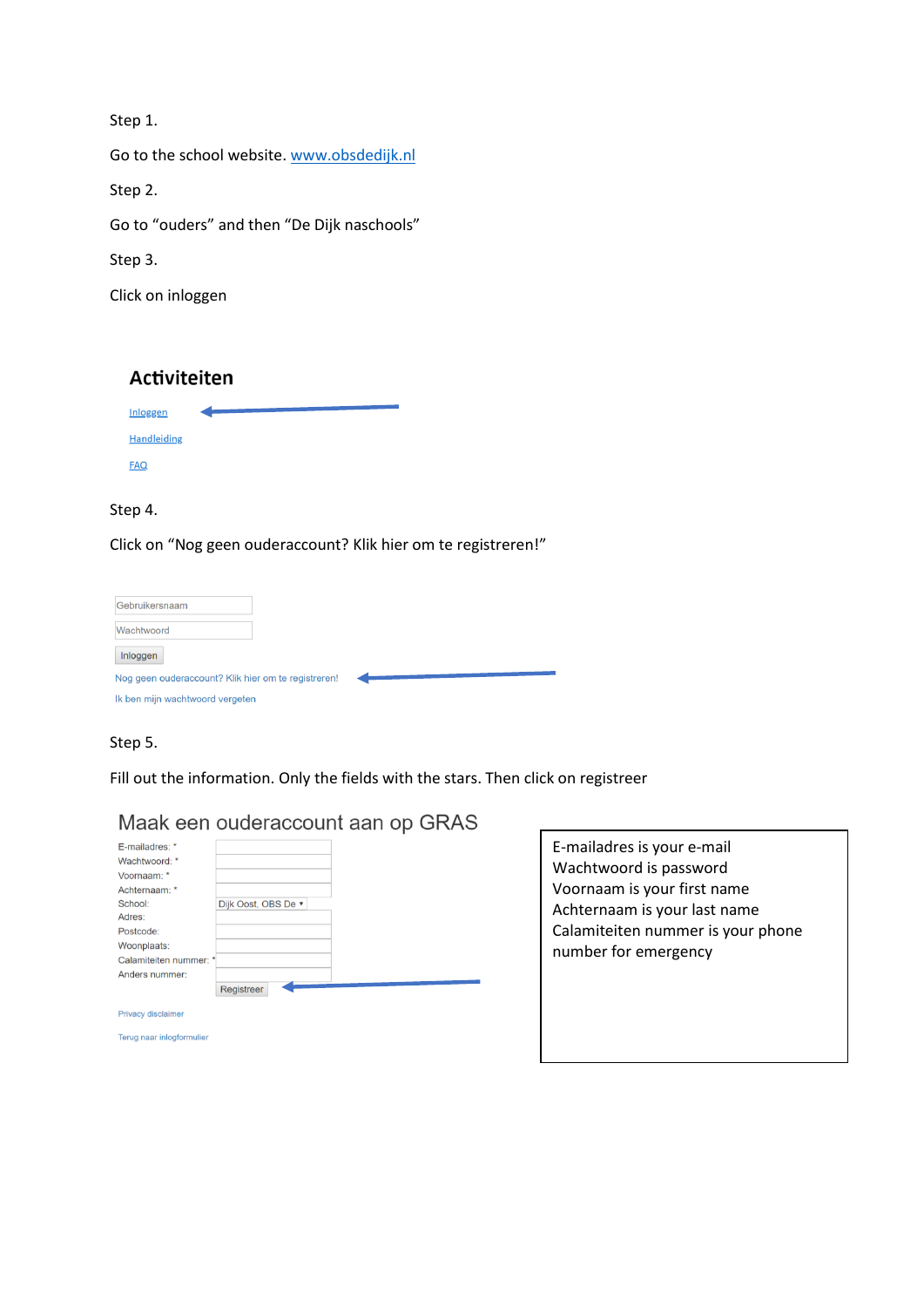Step 1.

Go to the school website. [www.obsdedijk.nl](http://www.obsdedijk.nl)

Step 2.

Go to "ouders" and then "De Dijk naschools"

Step 3.

Click on inloggen

## Activiteiten

Inloggen

Handleiding

FAQ

Step 4.

Click on "Nog geen ouderaccount? Klik hier om te registreren!"

Gebruikersnaam

Wachtwoord

Inloggen

Nog geen ouderaccount? Klik hier om te registreren!

Ik ben mijn wachtwoord vergeten

Step 5.

Fill out the information. Only the fields with the stars. Then click on registreer

## Maak een ouderaccount aan op GRAS

E-mailadres: *

Wachtwoord: *

Voornaam: *

Achternaam: *

School: Dijk Oost, OBS De

Adres:

Postcode:

Woonplaats:

Calamiteiten nummer: *

Anders nummer:

Registreer

Privacy disclaimer

Terug naar inlogformulier

E-mailadres is your e-mail
Wachtwoord is password
Voornaam is your first name
Achternaam is your last name
Calamiteiten nummer is your phone number for emergency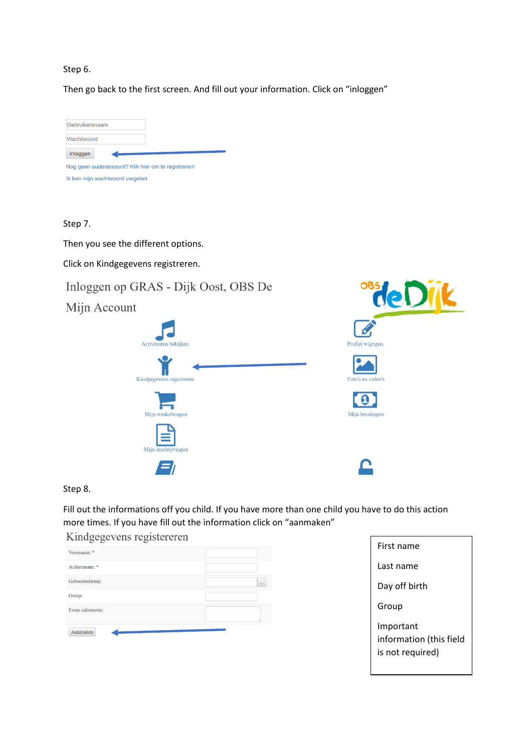Step 6.

Then go back to the first screen. And fill out your information. Click on “inloggen”

Gebruikersnaam

Wachtwoord

Inloggen

Nog geen ouderaccount? Klik hier om te registreren!

Ik ben mijn wachtwoord vergeten

Step 7.

Then you see the different options.

Click on Kindgegevens registreren.

Inloggen op GRAS - Dijk Oost, OBS De

Mijn Account

Activiteiten bekijken

Profiel wijzigen

Kindgegevens registreren

Foto's en video's

Mijn winkelwagen

Mijn betalingen

Mijn inschrijvingen

Step 8.

Fill out the informations off you child. If you have more than one child you have to do this action more times. If you have fill out the information click on “aanmaken”

Kindgegevens registreren

Voornaam: *

Achternaam: *

Geboortedatum:

Groep:

Extra informatie:

Aanmaken

First name

Last name

Day off birth

Group

Important information (this field is not required)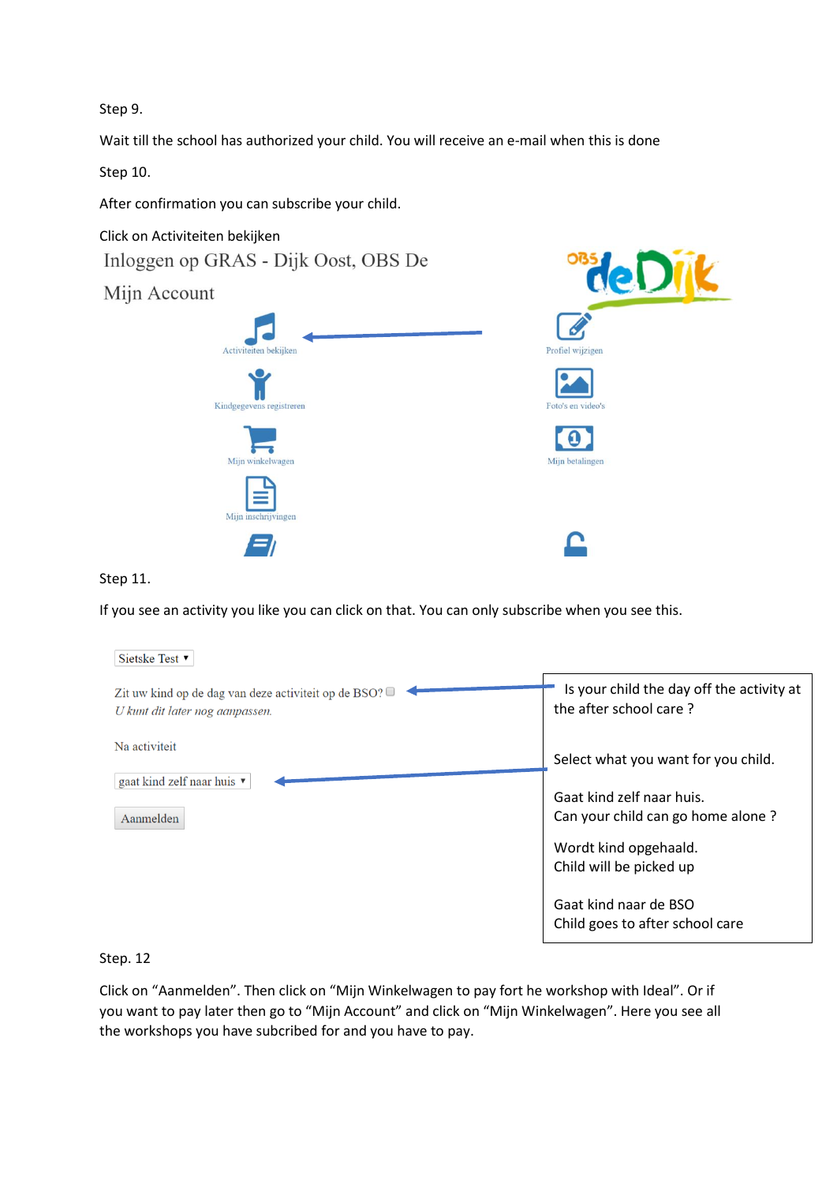Step 9.

Wait till the school has authorized your child. You will receive an e-mail when this is done

Step 10.

After confirmation you can subscribe your child.

Click on Activiteiten bekijken

Inloggen op GRAS - Dijk Oost, OBS De

Mijn Account

Activiteiten bekijken

Profiel wijzigen

Kindgegevens registreren

Foto's en video's

Mijn winkelwagen

Mijn betalingen

Mijn inschrijvingen

Step 11.

If you see an activity you like you can click on that. You can only subscribe when you see this.

Sietske Test

Zit uw kind op de dag van deze activiteit op de BSO?

*U kunt dit later nog aanpassen.*

Na activiteit

gaat kind zelf naar huis

Aanmelden

Is your child the day off the activity at the after school care ?

Select what you want for you child.

Gaat kind zelf naar huis.
Can your child can go home alone ?

Wordt kind opgehaald.
Child will be picked up

Gaat kind naar de BSO
Child goes to after school care

Step. 12

Click on "Aanmelden". Then click on "Mijn Winkelwagen to pay fort he workshop with Ideal". Or if you want to pay later then go to "Mijn Account" and click on "Mijn Winkelwagen". Here you see all the workshops you have subcribed for and you have to pay.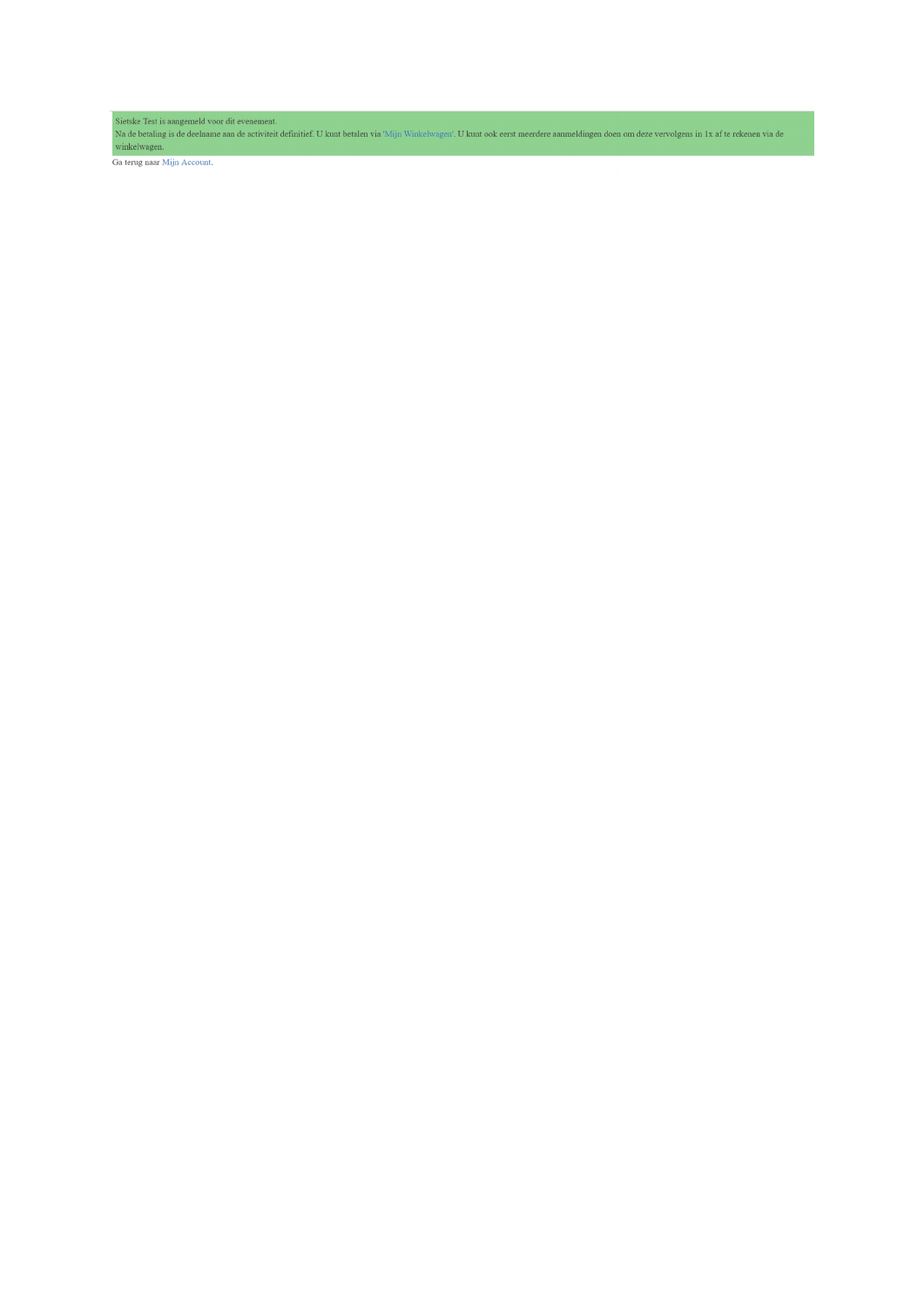Sietske Test is aangemeld voor dit evenement.
Na de betaling is de deelname aan de activiteit definitief. U kunt betalen via 'Mijn Winkelwagen'. U kunt ook eerst meerdere aanmeldingen doen om deze vervolgens in 1x af te rekenen via de winkelwagen.

Ga terug naar Mijn Account.